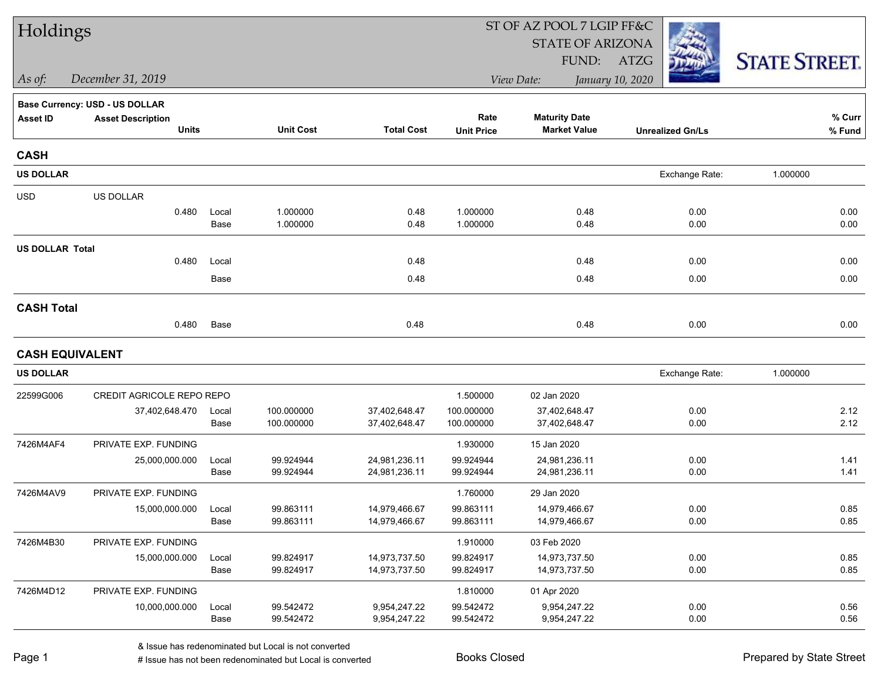# Holdings

ST OF AZ POOL 7 LGIP FF&C
STATE OF ARIZONA
FUND: ATZG

*As of:* *December 31, 2019*

*View Date:* *January 10, 2020*

STATE STREET.

**Base Currency: USD - US DOLLAR**

| Asset ID | Asset Description / Units | | Unit Cost | Total Cost | Rate / Unit Price | Maturity Date / Market Value | Unrealized Gn/Ls | % Curr / % Fund |
|---|---|---|---|---|---|---|---|---|
| **CASH** | | | | | | | | |
| **US DOLLAR** | | | | | | | Exchange Rate: | 1.000000 |
| USD | US DOLLAR | | | | | | | |
| | 0.480 | Local | 1.000000 | 0.48 | 1.000000 | 0.48 | 0.00 | 0.00 |
| | | Base | 1.000000 | 0.48 | 1.000000 | 0.48 | 0.00 | 0.00 |
| **US DOLLAR Total** | | | | | | | | |
| | 0.480 | Local | | 0.48 | | 0.48 | 0.00 | 0.00 |
| | | Base | | 0.48 | | 0.48 | 0.00 | 0.00 |
| **CASH Total** | | | | | | | | |
| | 0.480 | Base | | 0.48 | | 0.48 | 0.00 | 0.00 |
| **CASH EQUIVALENT** | | | | | | | | |
| **US DOLLAR** | | | | | | | Exchange Rate: | 1.000000 |
| 22599G006 | CREDIT AGRICOLE REPO REPO | | | | 1.500000 | 02 Jan 2020 | | |
| | 37,402,648.470 | Local | 100.000000 | 37,402,648.47 | 100.000000 | 37,402,648.47 | 0.00 | 2.12 |
| | | Base | 100.000000 | 37,402,648.47 | 100.000000 | 37,402,648.47 | 0.00 | 2.12 |
| 7426M4AF4 | PRIVATE EXP. FUNDING | | | | 1.930000 | 15 Jan 2020 | | |
| | 25,000,000.000 | Local | 99.924944 | 24,981,236.11 | 99.924944 | 24,981,236.11 | 0.00 | 1.41 |
| | | Base | 99.924944 | 24,981,236.11 | 99.924944 | 24,981,236.11 | 0.00 | 1.41 |
| 7426M4AV9 | PRIVATE EXP. FUNDING | | | | 1.760000 | 29 Jan 2020 | | |
| | 15,000,000.000 | Local | 99.863111 | 14,979,466.67 | 99.863111 | 14,979,466.67 | 0.00 | 0.85 |
| | | Base | 99.863111 | 14,979,466.67 | 99.863111 | 14,979,466.67 | 0.00 | 0.85 |
| 7426M4B30 | PRIVATE EXP. FUNDING | | | | 1.910000 | 03 Feb 2020 | | |
| | 15,000,000.000 | Local | 99.824917 | 14,973,737.50 | 99.824917 | 14,973,737.50 | 0.00 | 0.85 |
| | | Base | 99.824917 | 14,973,737.50 | 99.824917 | 14,973,737.50 | 0.00 | 0.85 |
| 7426M4D12 | PRIVATE EXP. FUNDING | | | | 1.810000 | 01 Apr 2020 | | |
| | 10,000,000.000 | Local | 99.542472 | 9,954,247.22 | 99.542472 | 9,954,247.22 | 0.00 | 0.56 |
| | | Base | 99.542472 | 9,954,247.22 | 99.542472 | 9,954,247.22 | 0.00 | 0.56 |

& Issue has redenominated but Local is not converted
# Issue has not been redenominated but Local is converted

Books Closed

Prepared by State Street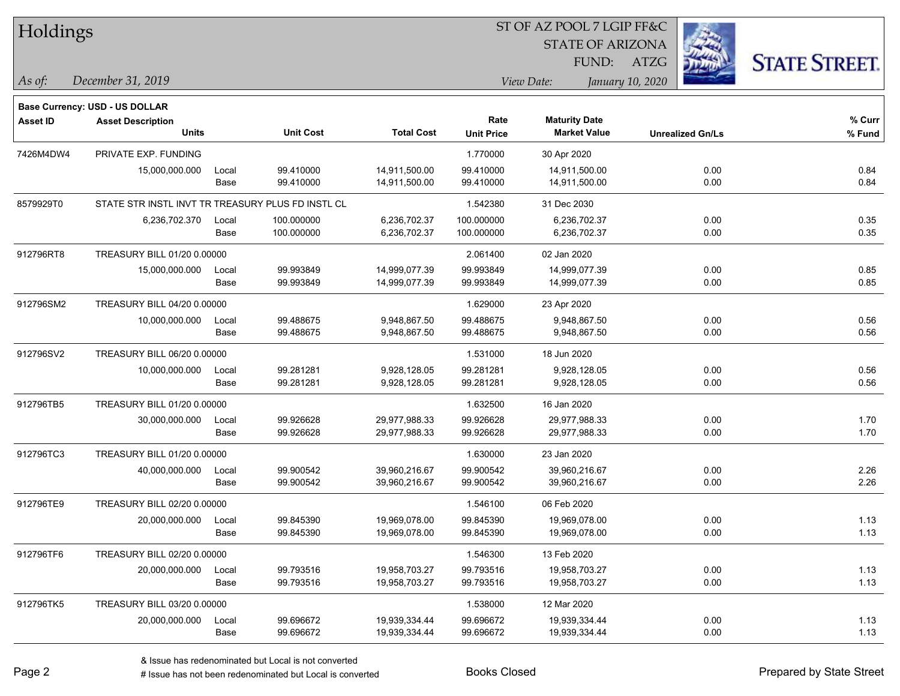# Holdings

ST OF AZ POOL 7 LGIP FF&C
STATE OF ARIZONA
FUND: ATZG

*As of:* *December 31, 2019*
*View Date:* *January 10, 2020*

**Base Currency: USD - US DOLLAR**

| Asset ID | Asset Description / Units | | Unit Cost | Total Cost | Rate / Unit Price | Maturity Date / Market Value | Unrealized Gn/Ls | % Curr / % Fund |
|---|---|---|---|---|---|---|---|---|
| 7426M4DW4 | PRIVATE EXP. FUNDING | | | | 1.770000 | 30 Apr 2020 | | |
| | 15,000,000.000 | Local | 99.410000 | 14,911,500.00 | 99.410000 | 14,911,500.00 | 0.00 | 0.84 |
| | | Base | 99.410000 | 14,911,500.00 | 99.410000 | 14,911,500.00 | 0.00 | 0.84 |
| 8579929T0 | STATE STR INSTL INVT TR TREASURY PLUS FD INSTL CL | | | | 1.542380 | 31 Dec 2030 | | |
| | 6,236,702.370 | Local | 100.000000 | 6,236,702.37 | 100.000000 | 6,236,702.37 | 0.00 | 0.35 |
| | | Base | 100.000000 | 6,236,702.37 | 100.000000 | 6,236,702.37 | 0.00 | 0.35 |
| 912796RT8 | TREASURY BILL 01/20 0.00000 | | | | 2.061400 | 02 Jan 2020 | | |
| | 15,000,000.000 | Local | 99.993849 | 14,999,077.39 | 99.993849 | 14,999,077.39 | 0.00 | 0.85 |
| | | Base | 99.993849 | 14,999,077.39 | 99.993849 | 14,999,077.39 | 0.00 | 0.85 |
| 912796SM2 | TREASURY BILL 04/20 0.00000 | | | | 1.629000 | 23 Apr 2020 | | |
| | 10,000,000.000 | Local | 99.488675 | 9,948,867.50 | 99.488675 | 9,948,867.50 | 0.00 | 0.56 |
| | | Base | 99.488675 | 9,948,867.50 | 99.488675 | 9,948,867.50 | 0.00 | 0.56 |
| 912796SV2 | TREASURY BILL 06/20 0.00000 | | | | 1.531000 | 18 Jun 2020 | | |
| | 10,000,000.000 | Local | 99.281281 | 9,928,128.05 | 99.281281 | 9,928,128.05 | 0.00 | 0.56 |
| | | Base | 99.281281 | 9,928,128.05 | 99.281281 | 9,928,128.05 | 0.00 | 0.56 |
| 912796TB5 | TREASURY BILL 01/20 0.00000 | | | | 1.632500 | 16 Jan 2020 | | |
| | 30,000,000.000 | Local | 99.926628 | 29,977,988.33 | 99.926628 | 29,977,988.33 | 0.00 | 1.70 |
| | | Base | 99.926628 | 29,977,988.33 | 99.926628 | 29,977,988.33 | 0.00 | 1.70 |
| 912796TC3 | TREASURY BILL 01/20 0.00000 | | | | 1.630000 | 23 Jan 2020 | | |
| | 40,000,000.000 | Local | 99.900542 | 39,960,216.67 | 99.900542 | 39,960,216.67 | 0.00 | 2.26 |
| | | Base | 99.900542 | 39,960,216.67 | 99.900542 | 39,960,216.67 | 0.00 | 2.26 |
| 912796TE9 | TREASURY BILL 02/20 0.00000 | | | | 1.546100 | 06 Feb 2020 | | |
| | 20,000,000.000 | Local | 99.845390 | 19,969,078.00 | 99.845390 | 19,969,078.00 | 0.00 | 1.13 |
| | | Base | 99.845390 | 19,969,078.00 | 99.845390 | 19,969,078.00 | 0.00 | 1.13 |
| 912796TF6 | TREASURY BILL 02/20 0.00000 | | | | 1.546300 | 13 Feb 2020 | | |
| | 20,000,000.000 | Local | 99.793516 | 19,958,703.27 | 99.793516 | 19,958,703.27 | 0.00 | 1.13 |
| | | Base | 99.793516 | 19,958,703.27 | 99.793516 | 19,958,703.27 | 0.00 | 1.13 |
| 912796TK5 | TREASURY BILL 03/20 0.00000 | | | | 1.538000 | 12 Mar 2020 | | |
| | 20,000,000.000 | Local | 99.696672 | 19,939,334.44 | 99.696672 | 19,939,334.44 | 0.00 | 1.13 |
| | | Base | 99.696672 | 19,939,334.44 | 99.696672 | 19,939,334.44 | 0.00 | 1.13 |

& Issue has redenominated but Local is not converted
# Issue has not been redenominated but Local is converted

Books Closed

Prepared by State Street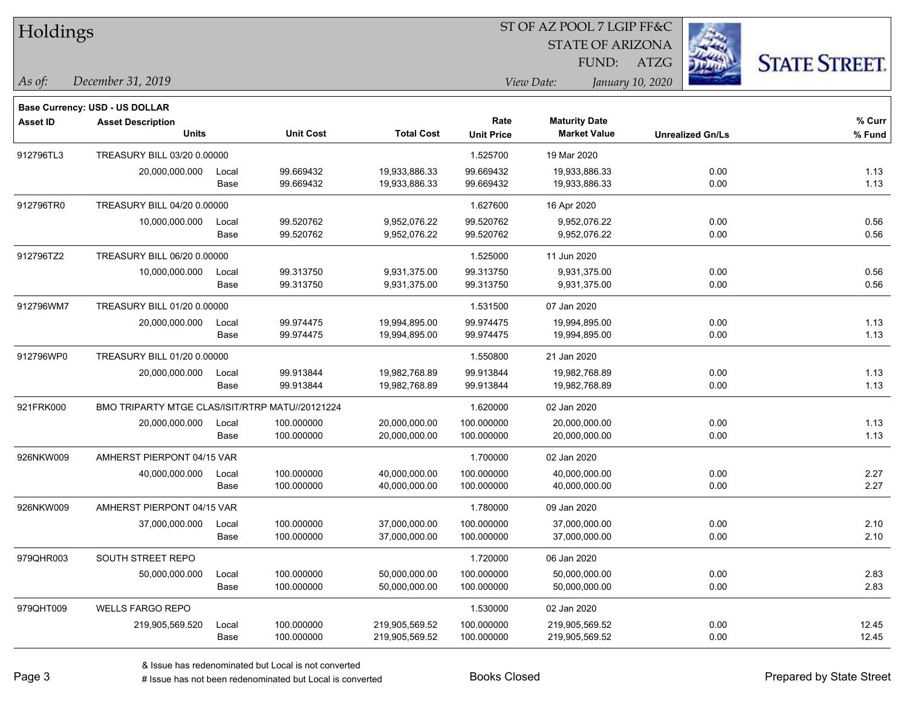# Holdings

ST OF AZ POOL 7 LGIP FF&C
STATE OF ARIZONA
FUND: ATZG

*As of:* *December 31, 2019*
*View Date:* *January 10, 2020*

**Base Currency: USD - US DOLLAR**

| Asset ID | Asset Description / Units | | Unit Cost | Total Cost | Rate / Unit Price | Maturity Date / Market Value | Unrealized Gn/Ls | % Curr / % Fund |
|---|---|---|---|---|---|---|---|---|
| 912796TL3 | TREASURY BILL 03/20 0.00000 | | | | 1.525700 | 19 Mar 2020 | | |
| | 20,000,000.000 | Local | 99.669432 | 19,933,886.33 | 99.669432 | 19,933,886.33 | 0.00 | 1.13 |
| | | Base | 99.669432 | 19,933,886.33 | 99.669432 | 19,933,886.33 | 0.00 | 1.13 |
| 912796TR0 | TREASURY BILL 04/20 0.00000 | | | | 1.627600 | 16 Apr 2020 | | |
| | 10,000,000.000 | Local | 99.520762 | 9,952,076.22 | 99.520762 | 9,952,076.22 | 0.00 | 0.56 |
| | | Base | 99.520762 | 9,952,076.22 | 99.520762 | 9,952,076.22 | 0.00 | 0.56 |
| 912796TZ2 | TREASURY BILL 06/20 0.00000 | | | | 1.525000 | 11 Jun 2020 | | |
| | 10,000,000.000 | Local | 99.313750 | 9,931,375.00 | 99.313750 | 9,931,375.00 | 0.00 | 0.56 |
| | | Base | 99.313750 | 9,931,375.00 | 99.313750 | 9,931,375.00 | 0.00 | 0.56 |
| 912796WM7 | TREASURY BILL 01/20 0.00000 | | | | 1.531500 | 07 Jan 2020 | | |
| | 20,000,000.000 | Local | 99.974475 | 19,994,895.00 | 99.974475 | 19,994,895.00 | 0.00 | 1.13 |
| | | Base | 99.974475 | 19,994,895.00 | 99.974475 | 19,994,895.00 | 0.00 | 1.13 |
| 912796WP0 | TREASURY BILL 01/20 0.00000 | | | | 1.550800 | 21 Jan 2020 | | |
| | 20,000,000.000 | Local | 99.913844 | 19,982,768.89 | 99.913844 | 19,982,768.89 | 0.00 | 1.13 |
| | | Base | 99.913844 | 19,982,768.89 | 99.913844 | 19,982,768.89 | 0.00 | 1.13 |
| 921FRK000 | BMO TRIPARTY MTGE CLAS/ISIT/RTRP MATU//20121224 | | | | 1.620000 | 02 Jan 2020 | | |
| | 20,000,000.000 | Local | 100.000000 | 20,000,000.00 | 100.000000 | 20,000,000.00 | 0.00 | 1.13 |
| | | Base | 100.000000 | 20,000,000.00 | 100.000000 | 20,000,000.00 | 0.00 | 1.13 |
| 926NKW009 | AMHERST PIERPONT 04/15 VAR | | | | 1.700000 | 02 Jan 2020 | | |
| | 40,000,000.000 | Local | 100.000000 | 40,000,000.00 | 100.000000 | 40,000,000.00 | 0.00 | 2.27 |
| | | Base | 100.000000 | 40,000,000.00 | 100.000000 | 40,000,000.00 | 0.00 | 2.27 |
| 926NKW009 | AMHERST PIERPONT 04/15 VAR | | | | 1.780000 | 09 Jan 2020 | | |
| | 37,000,000.000 | Local | 100.000000 | 37,000,000.00 | 100.000000 | 37,000,000.00 | 0.00 | 2.10 |
| | | Base | 100.000000 | 37,000,000.00 | 100.000000 | 37,000,000.00 | 0.00 | 2.10 |
| 979QHR003 | SOUTH STREET REPO | | | | 1.720000 | 06 Jan 2020 | | |
| | 50,000,000.000 | Local | 100.000000 | 50,000,000.00 | 100.000000 | 50,000,000.00 | 0.00 | 2.83 |
| | | Base | 100.000000 | 50,000,000.00 | 100.000000 | 50,000,000.00 | 0.00 | 2.83 |
| 979QHT009 | WELLS FARGO REPO | | | | 1.530000 | 02 Jan 2020 | | |
| | 219,905,569.520 | Local | 100.000000 | 219,905,569.52 | 100.000000 | 219,905,569.52 | 0.00 | 12.45 |
| | | Base | 100.000000 | 219,905,569.52 | 100.000000 | 219,905,569.52 | 0.00 | 12.45 |

& Issue has redenominated but Local is not converted
# Issue has not been redenominated but Local is converted

Books Closed

Prepared by State Street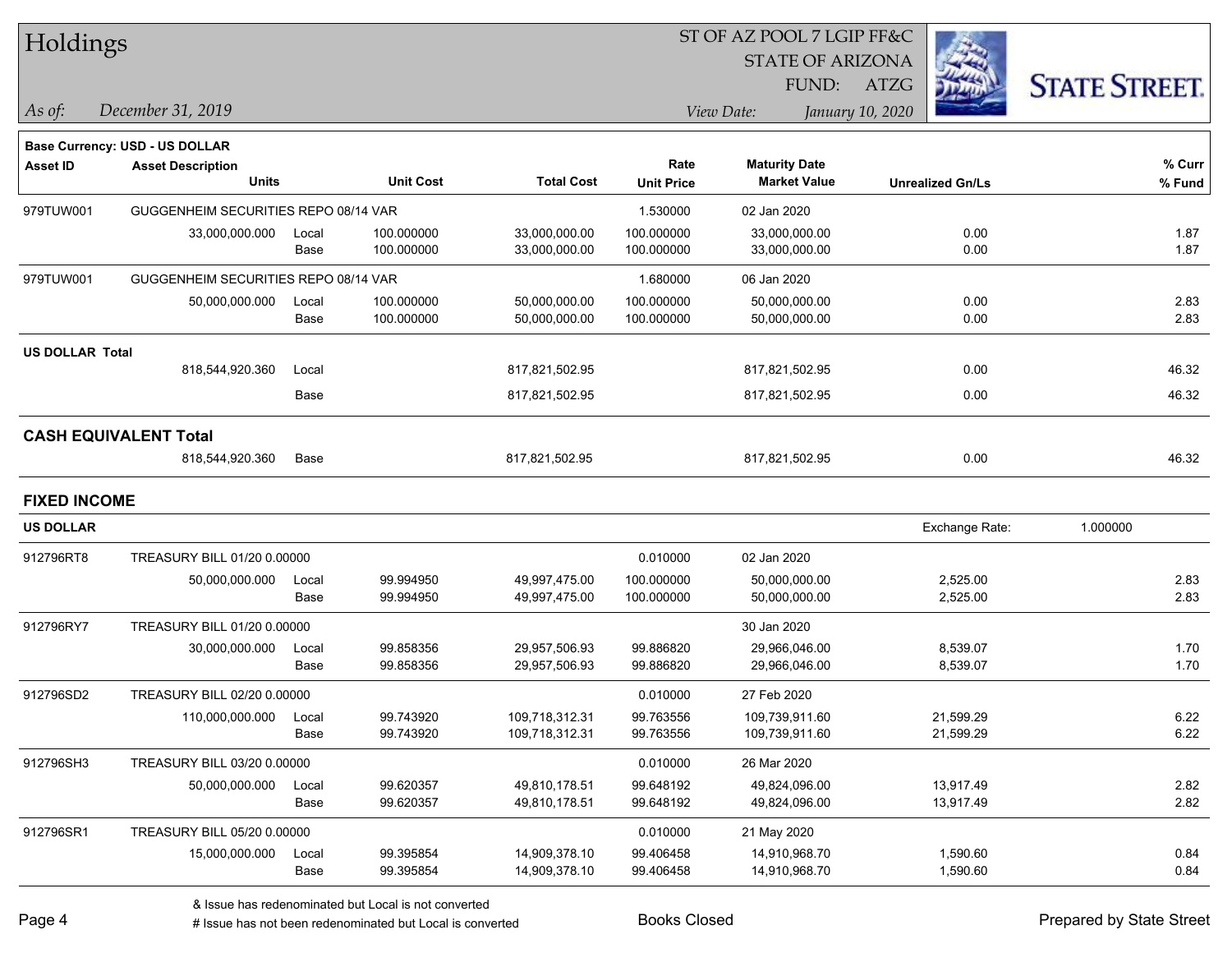# Holdings

ST OF AZ POOL 7 LGIP FF&C
STATE OF ARIZONA
FUND: ATZG

*As of:* December 31, 2019

*View Date:* January 10, 2020

**Base Currency: USD - US DOLLAR**

| Asset ID | Asset Description / Units | | Unit Cost | Total Cost | Rate / Unit Price | Maturity Date / Market Value | Unrealized Gn/Ls | % Curr / % Fund |
|---|---|---|---|---|---|---|---|---|
| 979TUW001 | GUGGENHEIM SECURITIES REPO 08/14 VAR | | | | 1.530000 | 02 Jan 2020 | | |
| | 33,000,000.000 | Local | 100.000000 | 33,000,000.00 | 100.000000 | 33,000,000.00 | 0.00 | 1.87 |
| | | Base | 100.000000 | 33,000,000.00 | 100.000000 | 33,000,000.00 | 0.00 | 1.87 |
| 979TUW001 | GUGGENHEIM SECURITIES REPO 08/14 VAR | | | | 1.680000 | 06 Jan 2020 | | |
| | 50,000,000.000 | Local | 100.000000 | 50,000,000.00 | 100.000000 | 50,000,000.00 | 0.00 | 2.83 |
| | | Base | 100.000000 | 50,000,000.00 | 100.000000 | 50,000,000.00 | 0.00 | 2.83 |
| **US DOLLAR Total** | | | | | | | | |
| | 818,544,920.360 | Local | | 817,821,502.95 | | 817,821,502.95 | 0.00 | 46.32 |
| | | Base | | 817,821,502.95 | | 817,821,502.95 | 0.00 | 46.32 |
| **CASH EQUIVALENT Total** | | | | | | | | |
| | 818,544,920.360 | Base | | 817,821,502.95 | | 817,821,502.95 | 0.00 | 46.32 |

## FIXED INCOME

**US DOLLAR** — Exchange Rate: 1.000000

| Asset ID | Asset Description / Units | | Unit Cost | Total Cost | Rate / Unit Price | Maturity Date / Market Value | Unrealized Gn/Ls | % Curr / % Fund |
|---|---|---|---|---|---|---|---|---|
| 912796RT8 | TREASURY BILL 01/20 0.00000 | | | | 0.010000 | 02 Jan 2020 | | |
| | 50,000,000.000 | Local | 99.994950 | 49,997,475.00 | 100.000000 | 50,000,000.00 | 2,525.00 | 2.83 |
| | | Base | 99.994950 | 49,997,475.00 | 100.000000 | 50,000,000.00 | 2,525.00 | 2.83 |
| 912796RY7 | TREASURY BILL 01/20 0.00000 | | | | | 30 Jan 2020 | | |
| | 30,000,000.000 | Local | 99.858356 | 29,957,506.93 | 99.886820 | 29,966,046.00 | 8,539.07 | 1.70 |
| | | Base | 99.858356 | 29,957,506.93 | 99.886820 | 29,966,046.00 | 8,539.07 | 1.70 |
| 912796SD2 | TREASURY BILL 02/20 0.00000 | | | | 0.010000 | 27 Feb 2020 | | |
| | 110,000,000.000 | Local | 99.743920 | 109,718,312.31 | 99.763556 | 109,739,911.60 | 21,599.29 | 6.22 |
| | | Base | 99.743920 | 109,718,312.31 | 99.763556 | 109,739,911.60 | 21,599.29 | 6.22 |
| 912796SH3 | TREASURY BILL 03/20 0.00000 | | | | 0.010000 | 26 Mar 2020 | | |
| | 50,000,000.000 | Local | 99.620357 | 49,810,178.51 | 99.648192 | 49,824,096.00 | 13,917.49 | 2.82 |
| | | Base | 99.620357 | 49,810,178.51 | 99.648192 | 49,824,096.00 | 13,917.49 | 2.82 |
| 912796SR1 | TREASURY BILL 05/20 0.00000 | | | | 0.010000 | 21 May 2020 | | |
| | 15,000,000.000 | Local | 99.395854 | 14,909,378.10 | 99.406458 | 14,910,968.70 | 1,590.60 | 0.84 |
| | | Base | 99.395854 | 14,909,378.10 | 99.406458 | 14,910,968.70 | 1,590.60 | 0.84 |

& Issue has redenominated but Local is not converted

# Issue has not been redenominated but Local is converted

Books Closed

Prepared by State Street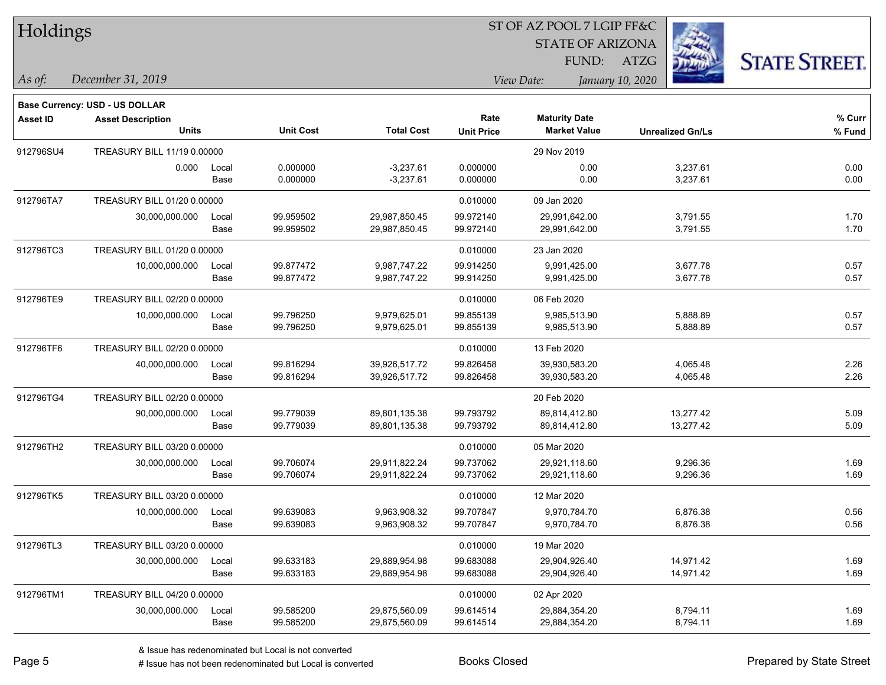# Holdings

ST OF AZ POOL 7 LGIP FF&C
STATE OF ARIZONA
FUND: ATZG

*As of:* *December 31, 2019*

*View Date:* *January 10, 2020*

**STATE STREET.**

**Base Currency: USD - US DOLLAR**

| Asset ID | Asset Description / Units | | Unit Cost | Total Cost | Rate / Unit Price | Maturity Date / Market Value | Unrealized Gn/Ls | % Curr / % Fund |
|---|---|---|---|---|---|---|---|---|
| 912796SU4 | TREASURY BILL 11/19 0.00000 | | | | | 29 Nov 2019 | | |
| | 0.000 | Local | 0.000000 | -3,237.61 | 0.000000 | 0.00 | 3,237.61 | 0.00 |
| | | Base | 0.000000 | -3,237.61 | 0.000000 | 0.00 | 3,237.61 | 0.00 |
| 912796TA7 | TREASURY BILL 01/20 0.00000 | | | | 0.010000 | 09 Jan 2020 | | |
| | 30,000,000.000 | Local | 99.959502 | 29,987,850.45 | 99.972140 | 29,991,642.00 | 3,791.55 | 1.70 |
| | | Base | 99.959502 | 29,987,850.45 | 99.972140 | 29,991,642.00 | 3,791.55 | 1.70 |
| 912796TC3 | TREASURY BILL 01/20 0.00000 | | | | 0.010000 | 23 Jan 2020 | | |
| | 10,000,000.000 | Local | 99.877472 | 9,987,747.22 | 99.914250 | 9,991,425.00 | 3,677.78 | 0.57 |
| | | Base | 99.877472 | 9,987,747.22 | 99.914250 | 9,991,425.00 | 3,677.78 | 0.57 |
| 912796TE9 | TREASURY BILL 02/20 0.00000 | | | | 0.010000 | 06 Feb 2020 | | |
| | 10,000,000.000 | Local | 99.796250 | 9,979,625.01 | 99.855139 | 9,985,513.90 | 5,888.89 | 0.57 |
| | | Base | 99.796250 | 9,979,625.01 | 99.855139 | 9,985,513.90 | 5,888.89 | 0.57 |
| 912796TF6 | TREASURY BILL 02/20 0.00000 | | | | 0.010000 | 13 Feb 2020 | | |
| | 40,000,000.000 | Local | 99.816294 | 39,926,517.72 | 99.826458 | 39,930,583.20 | 4,065.48 | 2.26 |
| | | Base | 99.816294 | 39,926,517.72 | 99.826458 | 39,930,583.20 | 4,065.48 | 2.26 |
| 912796TG4 | TREASURY BILL 02/20 0.00000 | | | | | 20 Feb 2020 | | |
| | 90,000,000.000 | Local | 99.779039 | 89,801,135.38 | 99.793792 | 89,814,412.80 | 13,277.42 | 5.09 |
| | | Base | 99.779039 | 89,801,135.38 | 99.793792 | 89,814,412.80 | 13,277.42 | 5.09 |
| 912796TH2 | TREASURY BILL 03/20 0.00000 | | | | 0.010000 | 05 Mar 2020 | | |
| | 30,000,000.000 | Local | 99.706074 | 29,911,822.24 | 99.737062 | 29,921,118.60 | 9,296.36 | 1.69 |
| | | Base | 99.706074 | 29,911,822.24 | 99.737062 | 29,921,118.60 | 9,296.36 | 1.69 |
| 912796TK5 | TREASURY BILL 03/20 0.00000 | | | | 0.010000 | 12 Mar 2020 | | |
| | 10,000,000.000 | Local | 99.639083 | 9,963,908.32 | 99.707847 | 9,970,784.70 | 6,876.38 | 0.56 |
| | | Base | 99.639083 | 9,963,908.32 | 99.707847 | 9,970,784.70 | 6,876.38 | 0.56 |
| 912796TL3 | TREASURY BILL 03/20 0.00000 | | | | 0.010000 | 19 Mar 2020 | | |
| | 30,000,000.000 | Local | 99.633183 | 29,889,954.98 | 99.683088 | 29,904,926.40 | 14,971.42 | 1.69 |
| | | Base | 99.633183 | 29,889,954.98 | 99.683088 | 29,904,926.40 | 14,971.42 | 1.69 |
| 912796TM1 | TREASURY BILL 04/20 0.00000 | | | | 0.010000 | 02 Apr 2020 | | |
| | 30,000,000.000 | Local | 99.585200 | 29,875,560.09 | 99.614514 | 29,884,354.20 | 8,794.11 | 1.69 |
| | | Base | 99.585200 | 29,875,560.09 | 99.614514 | 29,884,354.20 | 8,794.11 | 1.69 |

& Issue has redenominated but Local is not converted

# Issue has not been redenominated but Local is converted

Books Closed

Prepared by State Street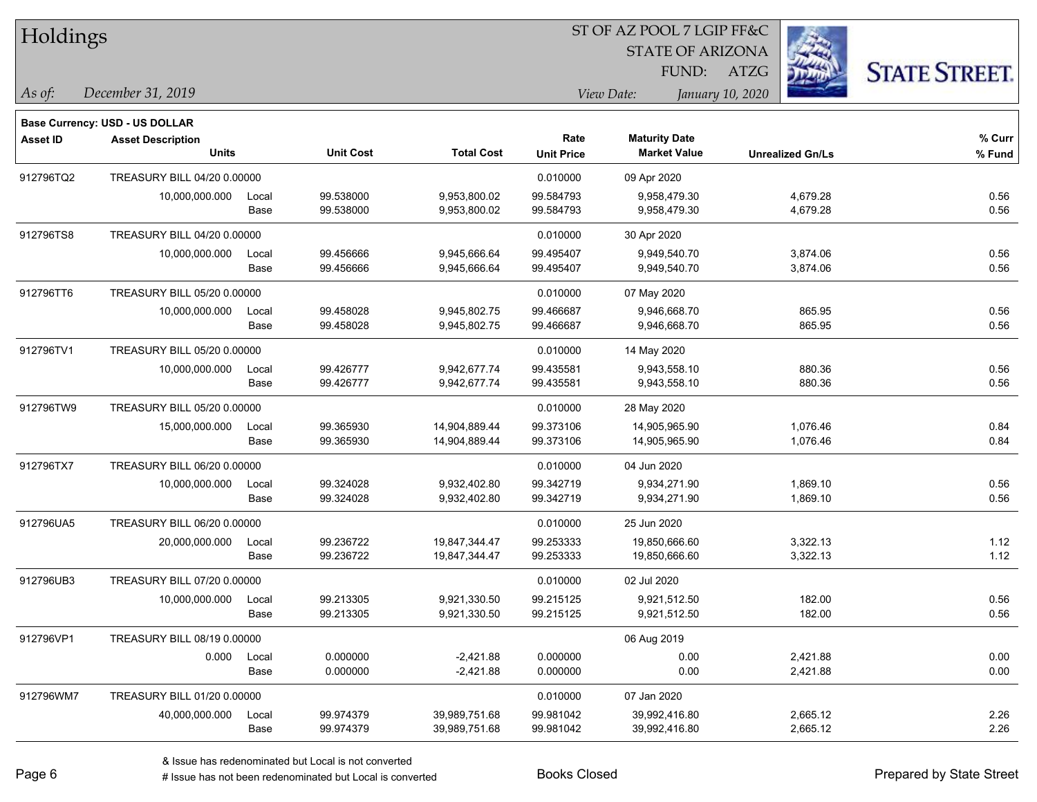# Holdings

ST OF AZ POOL 7 LGIP FF&C
STATE OF ARIZONA
FUND: ATZG

*As of:* *December 31, 2019*

*View Date:* *January 10, 2020*

**Base Currency: USD - US DOLLAR**

| Asset ID | Asset Description / Units | | Unit Cost | Total Cost | Rate / Unit Price | Maturity Date / Market Value | Unrealized Gn/Ls | % Curr / % Fund |
|---|---|---|---|---|---|---|---|---|
| 912796TQ2 | TREASURY BILL 04/20 0.00000 | | | | 0.010000 | 09 Apr 2020 | | |
| | 10,000,000.000 | Local | 99.538000 | 9,953,800.02 | 99.584793 | 9,958,479.30 | 4,679.28 | 0.56 |
| | | Base | 99.538000 | 9,953,800.02 | 99.584793 | 9,958,479.30 | 4,679.28 | 0.56 |
| 912796TS8 | TREASURY BILL 04/20 0.00000 | | | | 0.010000 | 30 Apr 2020 | | |
| | 10,000,000.000 | Local | 99.456666 | 9,945,666.64 | 99.495407 | 9,949,540.70 | 3,874.06 | 0.56 |
| | | Base | 99.456666 | 9,945,666.64 | 99.495407 | 9,949,540.70 | 3,874.06 | 0.56 |
| 912796TT6 | TREASURY BILL 05/20 0.00000 | | | | 0.010000 | 07 May 2020 | | |
| | 10,000,000.000 | Local | 99.458028 | 9,945,802.75 | 99.466687 | 9,946,668.70 | 865.95 | 0.56 |
| | | Base | 99.458028 | 9,945,802.75 | 99.466687 | 9,946,668.70 | 865.95 | 0.56 |
| 912796TV1 | TREASURY BILL 05/20 0.00000 | | | | 0.010000 | 14 May 2020 | | |
| | 10,000,000.000 | Local | 99.426777 | 9,942,677.74 | 99.435581 | 9,943,558.10 | 880.36 | 0.56 |
| | | Base | 99.426777 | 9,942,677.74 | 99.435581 | 9,943,558.10 | 880.36 | 0.56 |
| 912796TW9 | TREASURY BILL 05/20 0.00000 | | | | 0.010000 | 28 May 2020 | | |
| | 15,000,000.000 | Local | 99.365930 | 14,904,889.44 | 99.373106 | 14,905,965.90 | 1,076.46 | 0.84 |
| | | Base | 99.365930 | 14,904,889.44 | 99.373106 | 14,905,965.90 | 1,076.46 | 0.84 |
| 912796TX7 | TREASURY BILL 06/20 0.00000 | | | | 0.010000 | 04 Jun 2020 | | |
| | 10,000,000.000 | Local | 99.324028 | 9,932,402.80 | 99.342719 | 9,934,271.90 | 1,869.10 | 0.56 |
| | | Base | 99.324028 | 9,932,402.80 | 99.342719 | 9,934,271.90 | 1,869.10 | 0.56 |
| 912796UA5 | TREASURY BILL 06/20 0.00000 | | | | 0.010000 | 25 Jun 2020 | | |
| | 20,000,000.000 | Local | 99.236722 | 19,847,344.47 | 99.253333 | 19,850,666.60 | 3,322.13 | 1.12 |
| | | Base | 99.236722 | 19,847,344.47 | 99.253333 | 19,850,666.60 | 3,322.13 | 1.12 |
| 912796UB3 | TREASURY BILL 07/20 0.00000 | | | | 0.010000 | 02 Jul 2020 | | |
| | 10,000,000.000 | Local | 99.213305 | 9,921,330.50 | 99.215125 | 9,921,512.50 | 182.00 | 0.56 |
| | | Base | 99.213305 | 9,921,330.50 | 99.215125 | 9,921,512.50 | 182.00 | 0.56 |
| 912796VP1 | TREASURY BILL 08/19 0.00000 | | | | | 06 Aug 2019 | | |
| | 0.000 | Local | 0.000000 | -2,421.88 | 0.000000 | 0.00 | 2,421.88 | 0.00 |
| | | Base | 0.000000 | -2,421.88 | 0.000000 | 0.00 | 2,421.88 | 0.00 |
| 912796WM7 | TREASURY BILL 01/20 0.00000 | | | | 0.010000 | 07 Jan 2020 | | |
| | 40,000,000.000 | Local | 99.974379 | 39,989,751.68 | 99.981042 | 39,992,416.80 | 2,665.12 | 2.26 |
| | | Base | 99.974379 | 39,989,751.68 | 99.981042 | 39,992,416.80 | 2,665.12 | 2.26 |

& Issue has redenominated but Local is not converted
# Issue has not been redenominated but Local is converted

Books Closed

Prepared by State Street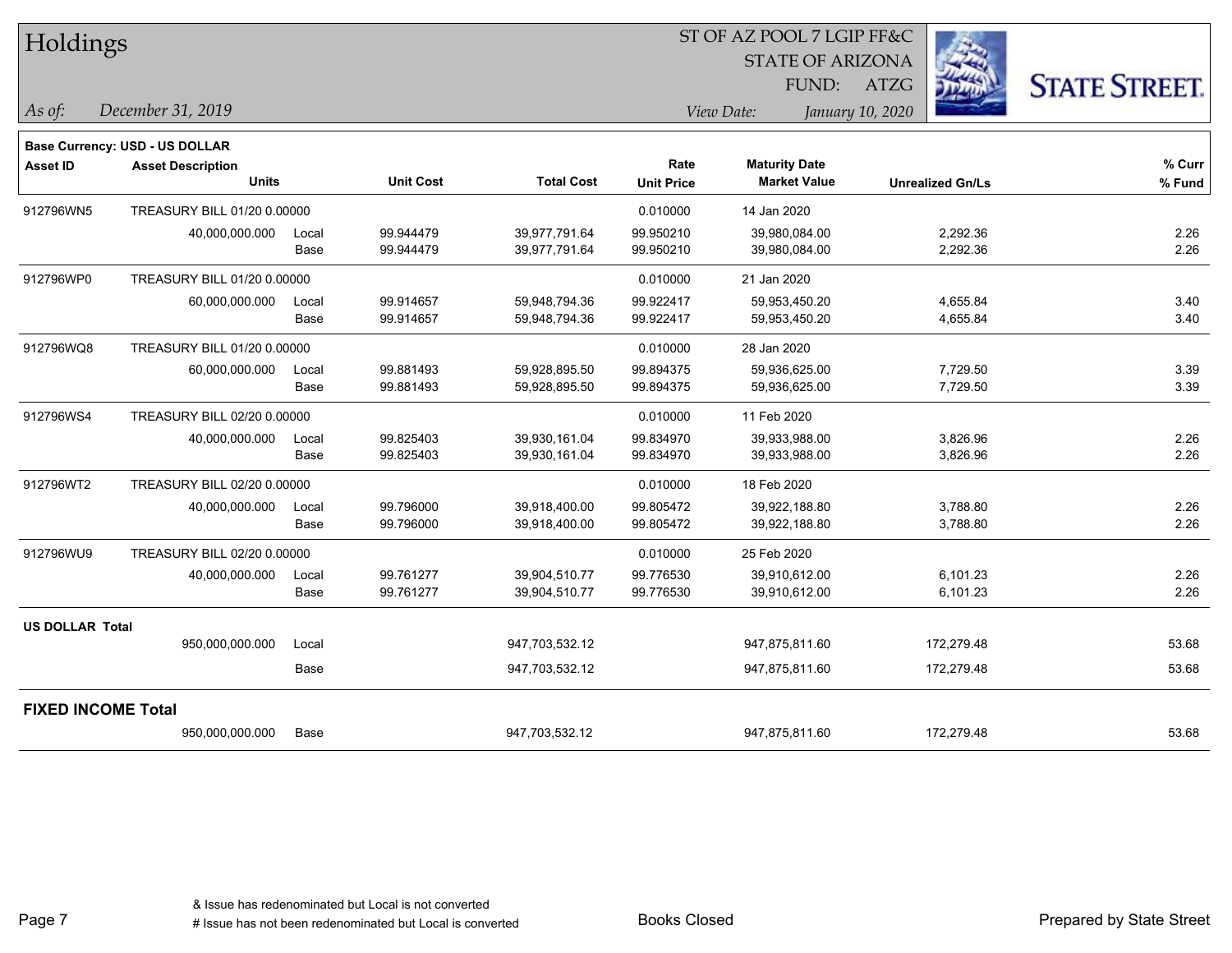# Holdings

ST OF AZ POOL 7 LGIP FF&C
STATE OF ARIZONA
FUND: ATZG

*As of:* *December 31, 2019*

*View Date:* *January 10, 2020*

**Base Currency: USD - US DOLLAR**

| Asset ID | Asset Description / Units | | Unit Cost | Total Cost | Rate / Unit Price | Maturity Date / Market Value | Unrealized Gn/Ls | % Curr / % Fund |
|---|---|---|---|---|---|---|---|---|
| 912796WN5 | TREASURY BILL 01/20 0.00000 | | | | 0.010000 | 14 Jan 2020 | | |
| | 40,000,000.000 | Local | 99.944479 | 39,977,791.64 | 99.950210 | 39,980,084.00 | 2,292.36 | 2.26 |
| | | Base | 99.944479 | 39,977,791.64 | 99.950210 | 39,980,084.00 | 2,292.36 | 2.26 |
| 912796WP0 | TREASURY BILL 01/20 0.00000 | | | | 0.010000 | 21 Jan 2020 | | |
| | 60,000,000.000 | Local | 99.914657 | 59,948,794.36 | 99.922417 | 59,953,450.20 | 4,655.84 | 3.40 |
| | | Base | 99.914657 | 59,948,794.36 | 99.922417 | 59,953,450.20 | 4,655.84 | 3.40 |
| 912796WQ8 | TREASURY BILL 01/20 0.00000 | | | | 0.010000 | 28 Jan 2020 | | |
| | 60,000,000.000 | Local | 99.881493 | 59,928,895.50 | 99.894375 | 59,936,625.00 | 7,729.50 | 3.39 |
| | | Base | 99.881493 | 59,928,895.50 | 99.894375 | 59,936,625.00 | 7,729.50 | 3.39 |
| 912796WS4 | TREASURY BILL 02/20 0.00000 | | | | 0.010000 | 11 Feb 2020 | | |
| | 40,000,000.000 | Local | 99.825403 | 39,930,161.04 | 99.834970 | 39,933,988.00 | 3,826.96 | 2.26 |
| | | Base | 99.825403 | 39,930,161.04 | 99.834970 | 39,933,988.00 | 3,826.96 | 2.26 |
| 912796WT2 | TREASURY BILL 02/20 0.00000 | | | | 0.010000 | 18 Feb 2020 | | |
| | 40,000,000.000 | Local | 99.796000 | 39,918,400.00 | 99.805472 | 39,922,188.80 | 3,788.80 | 2.26 |
| | | Base | 99.796000 | 39,918,400.00 | 99.805472 | 39,922,188.80 | 3,788.80 | 2.26 |
| 912796WU9 | TREASURY BILL 02/20 0.00000 | | | | 0.010000 | 25 Feb 2020 | | |
| | 40,000,000.000 | Local | 99.761277 | 39,904,510.77 | 99.776530 | 39,910,612.00 | 6,101.23 | 2.26 |
| | | Base | 99.761277 | 39,904,510.77 | 99.776530 | 39,910,612.00 | 6,101.23 | 2.26 |
| **US DOLLAR Total** | | | | | | | | |
| | 950,000,000.000 | Local | | 947,703,532.12 | | 947,875,811.60 | 172,279.48 | 53.68 |
| | | Base | | 947,703,532.12 | | 947,875,811.60 | 172,279.48 | 53.68 |
| **FIXED INCOME Total** | | | | | | | | |
| | 950,000,000.000 | Base | | 947,703,532.12 | | 947,875,811.60 | 172,279.48 | 53.68 |

& Issue has redenominated but Local is not converted
# Issue has not been redenominated but Local is converted

Books Closed

Prepared by State Street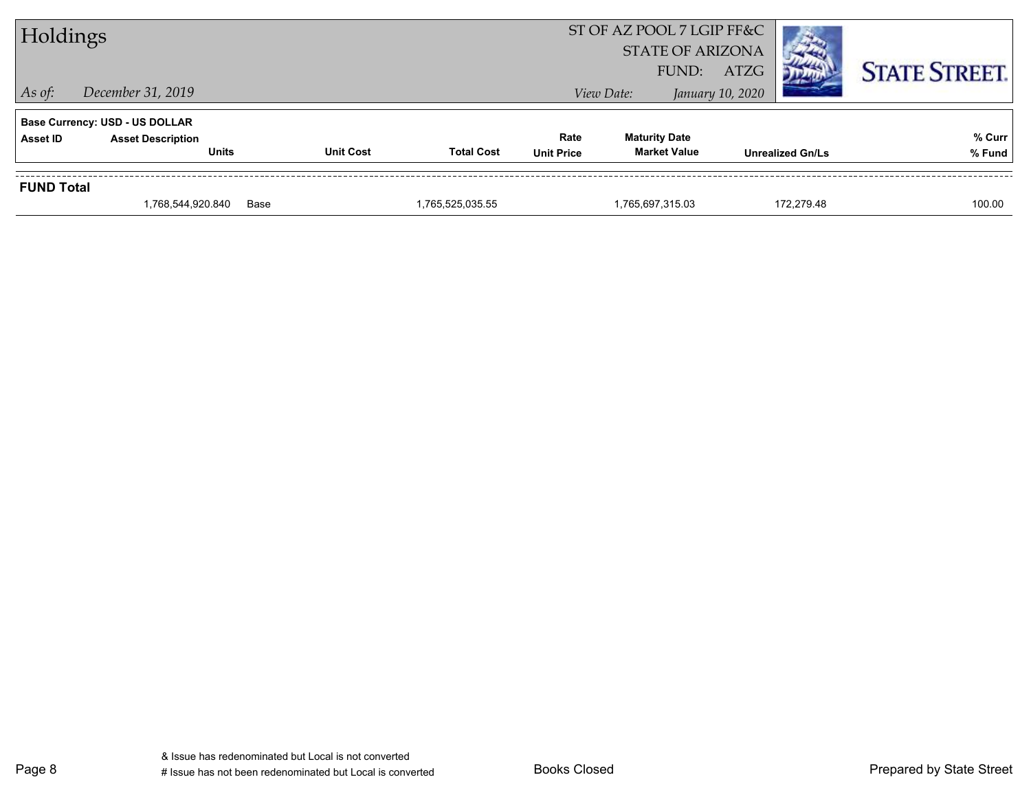# Holdings

ST OF AZ POOL 7 LGIP FF&C
STATE OF ARIZONA
FUND: ATZG

*As of:* *December 31, 2019*

*View Date:* *January 10, 2020*

**Base Currency: USD - US DOLLAR**

| Asset ID | Asset Description / Units | | Unit Cost | Total Cost | Rate / Unit Price | Maturity Date / Market Value | Unrealized Gn/Ls | % Curr / % Fund |
|---|---|---|---|---|---|---|---|---|
| **FUND Total** | | | | | | | | |
| | 1,768,544,920.840 | Base | | 1,765,525,035.55 | | 1,765,697,315.03 | 172,279.48 | 100.00 |

& Issue has redenominated but Local is not converted
# Issue has not been redenominated but Local is converted

Books Closed

Prepared by State Street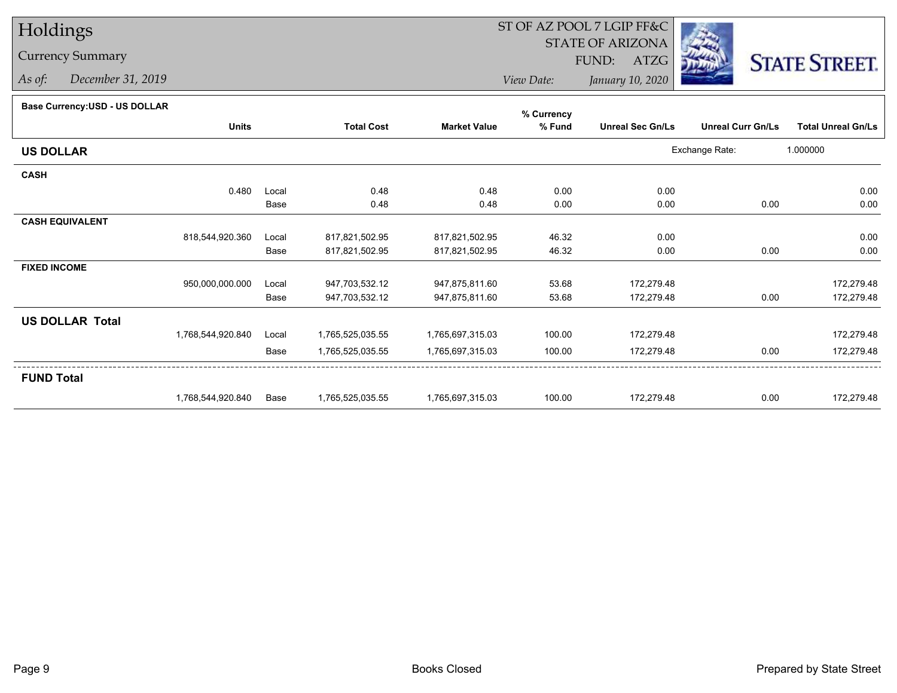# Holdings

## Currency Summary

*As of:* *December 31, 2019*

ST OF AZ POOL 7 LGIP FF&C
STATE OF ARIZONA
FUND: ATZG

*View Date:* *January 10, 2020*

STATE STREET.

**Base Currency:USD - US DOLLAR**

| | Units | | Total Cost | Market Value | % Currency % Fund | Unreal Sec Gn/Ls | Unreal Curr Gn/Ls | Total Unreal Gn/Ls |
|---|---|---|---|---|---|---|---|---|
| **US DOLLAR** | | | | | | | Exchange Rate: | 1.000000 |
| **CASH** | | | | | | | | |
| | 0.480 | Local | 0.48 | 0.48 | 0.00 | 0.00 | | 0.00 |
| | | Base | 0.48 | 0.48 | 0.00 | 0.00 | 0.00 | 0.00 |
| **CASH EQUIVALENT** | | | | | | | | |
| | 818,544,920.360 | Local | 817,821,502.95 | 817,821,502.95 | 46.32 | 0.00 | | 0.00 |
| | | Base | 817,821,502.95 | 817,821,502.95 | 46.32 | 0.00 | 0.00 | 0.00 |
| **FIXED INCOME** | | | | | | | | |
| | 950,000,000.000 | Local | 947,703,532.12 | 947,875,811.60 | 53.68 | 172,279.48 | | 172,279.48 |
| | | Base | 947,703,532.12 | 947,875,811.60 | 53.68 | 172,279.48 | 0.00 | 172,279.48 |
| **US DOLLAR Total** | | | | | | | | |
| | 1,768,544,920.840 | Local | 1,765,525,035.55 | 1,765,697,315.03 | 100.00 | 172,279.48 | | 172,279.48 |
| | | Base | 1,765,525,035.55 | 1,765,697,315.03 | 100.00 | 172,279.48 | 0.00 | 172,279.48 |
| **FUND Total** | | | | | | | | |
| | 1,768,544,920.840 | Base | 1,765,525,035.55 | 1,765,697,315.03 | 100.00 | 172,279.48 | 0.00 | 172,279.48 |

Books Closed

Prepared by State Street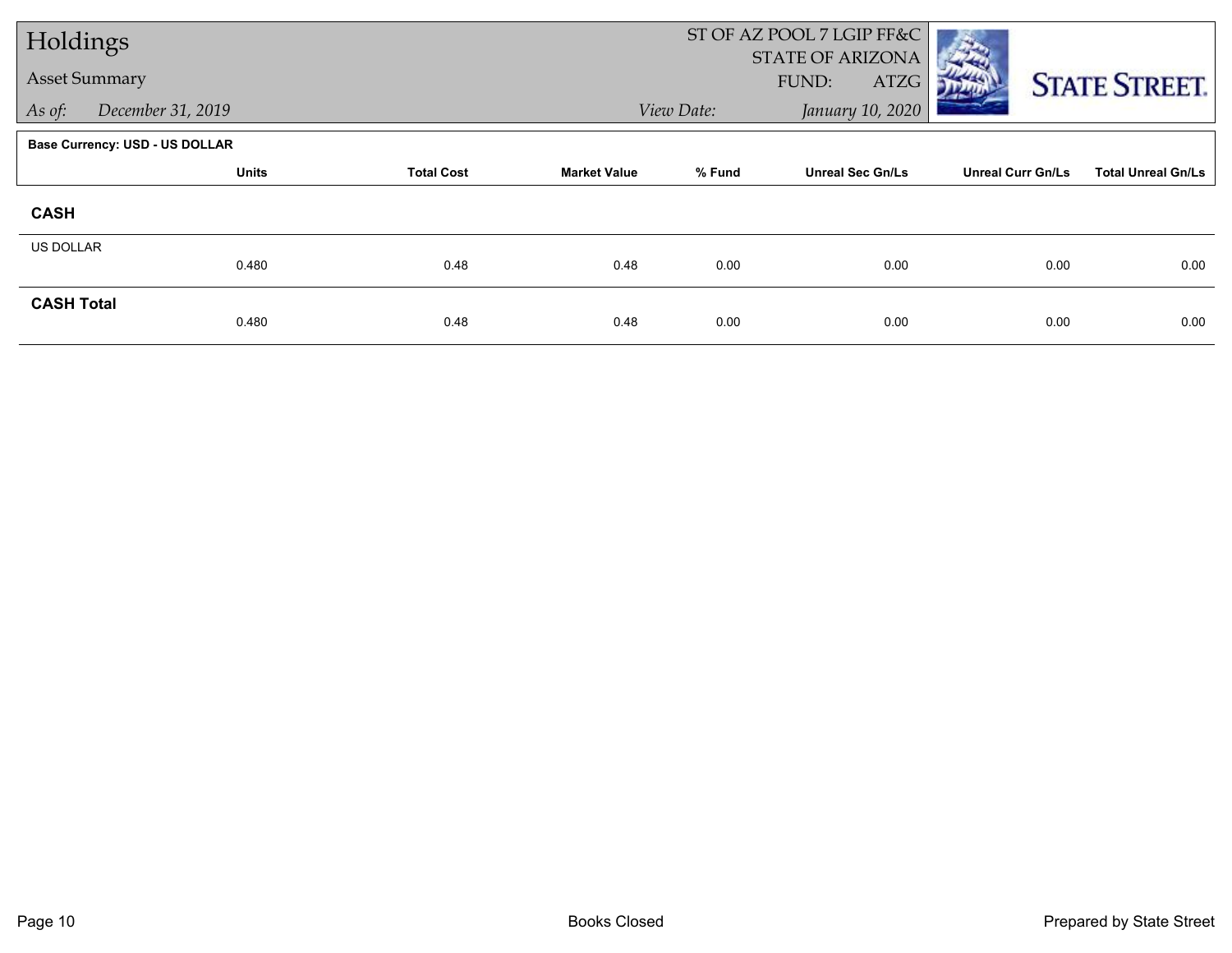# Holdings

## Asset Summary

*As of: December 31, 2019*

ST OF AZ POOL 7 LGIP FF&C
STATE OF ARIZONA
FUND: ATZG

*View Date: January 10, 2020*

**Base Currency: USD - US DOLLAR**

| | Units | Total Cost | Market Value | % Fund | Unreal Sec Gn/Ls | Unreal Curr Gn/Ls | Total Unreal Gn/Ls |
|---|---|---|---|---|---|---|---|
| **CASH** | | | | | | | |
| US DOLLAR | 0.480 | 0.48 | 0.48 | 0.00 | 0.00 | 0.00 | 0.00 |
| **CASH Total** | 0.480 | 0.48 | 0.48 | 0.00 | 0.00 | 0.00 | 0.00 |

Books Closed

Prepared by State Street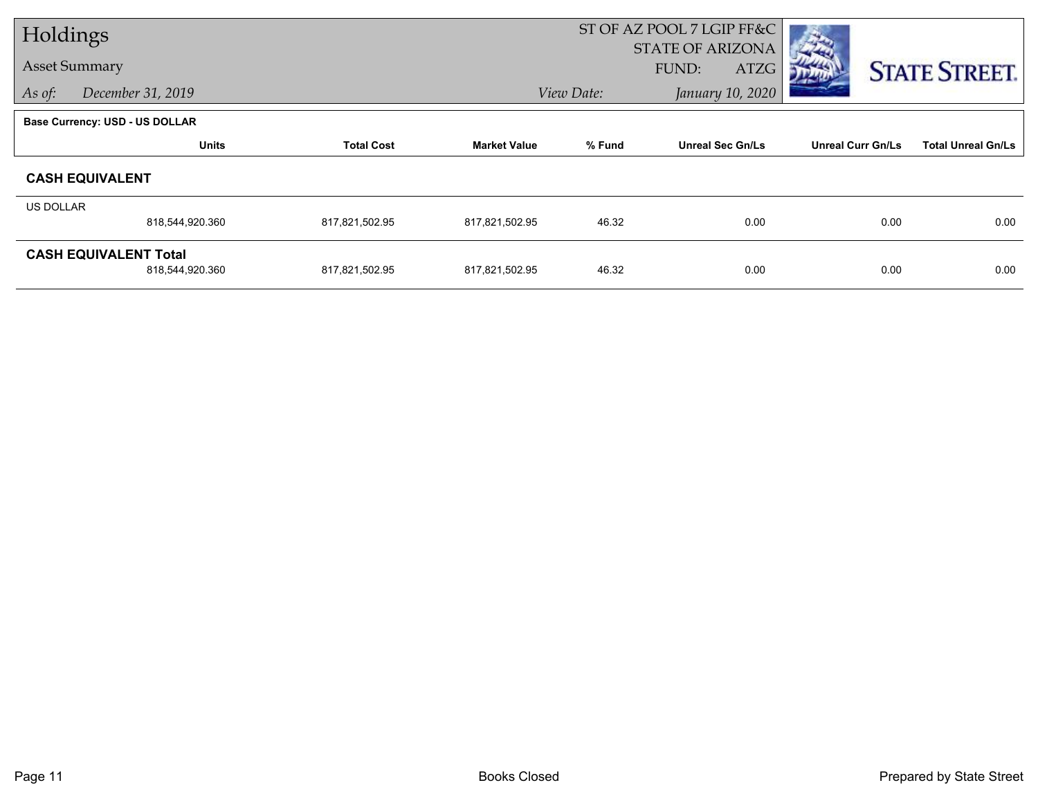# Holdings

## Asset Summary

*As of:* *December 31, 2019*

ST OF AZ POOL 7 LGIP FF&C
STATE OF ARIZONA
FUND: ATZG

*View Date:* *January 10, 2020*

**Base Currency: USD - US DOLLAR**

| | Units | Total Cost | Market Value | % Fund | Unreal Sec Gn/Ls | Unreal Curr Gn/Ls | Total Unreal Gn/Ls |
|---|---|---|---|---|---|---|---|
| **CASH EQUIVALENT** | | | | | | | |
| US DOLLAR | 818,544,920.360 | 817,821,502.95 | 817,821,502.95 | 46.32 | 0.00 | 0.00 | 0.00 |
| **CASH EQUIVALENT Total** | 818,544,920.360 | 817,821,502.95 | 817,821,502.95 | 46.32 | 0.00 | 0.00 | 0.00 |

Books Closed

Prepared by State Street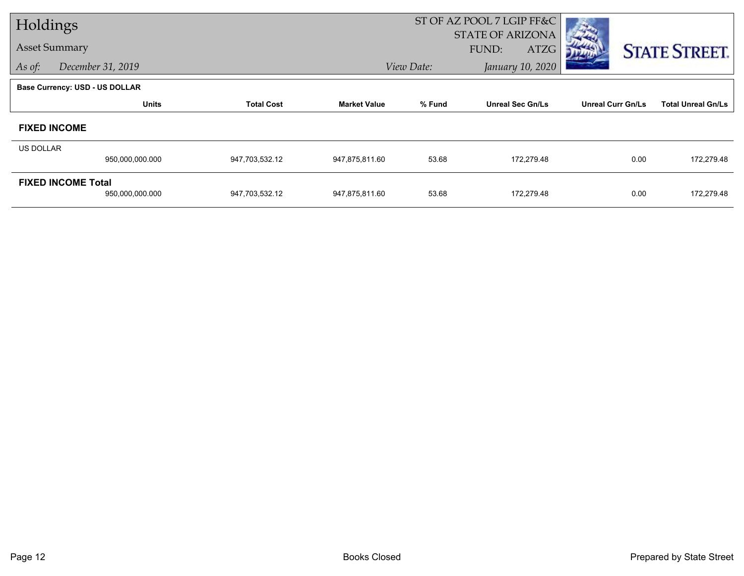# Holdings

## Asset Summary

*As of:* *December 31, 2019*

ST OF AZ POOL 7 LGIP FF&C
STATE OF ARIZONA
FUND: ATZG

*View Date:* *January 10, 2020*

**Base Currency: USD - US DOLLAR**

| | Units | Total Cost | Market Value | % Fund | Unreal Sec Gn/Ls | Unreal Curr Gn/Ls | Total Unreal Gn/Ls |
|---|---|---|---|---|---|---|---|
| **FIXED INCOME** | | | | | | | |
| US DOLLAR | 950,000,000.000 | 947,703,532.12 | 947,875,811.60 | 53.68 | 172,279.48 | 0.00 | 172,279.48 |
| **FIXED INCOME Total** | 950,000,000.000 | 947,703,532.12 | 947,875,811.60 | 53.68 | 172,279.48 | 0.00 | 172,279.48 |

Books Closed

Prepared by State Street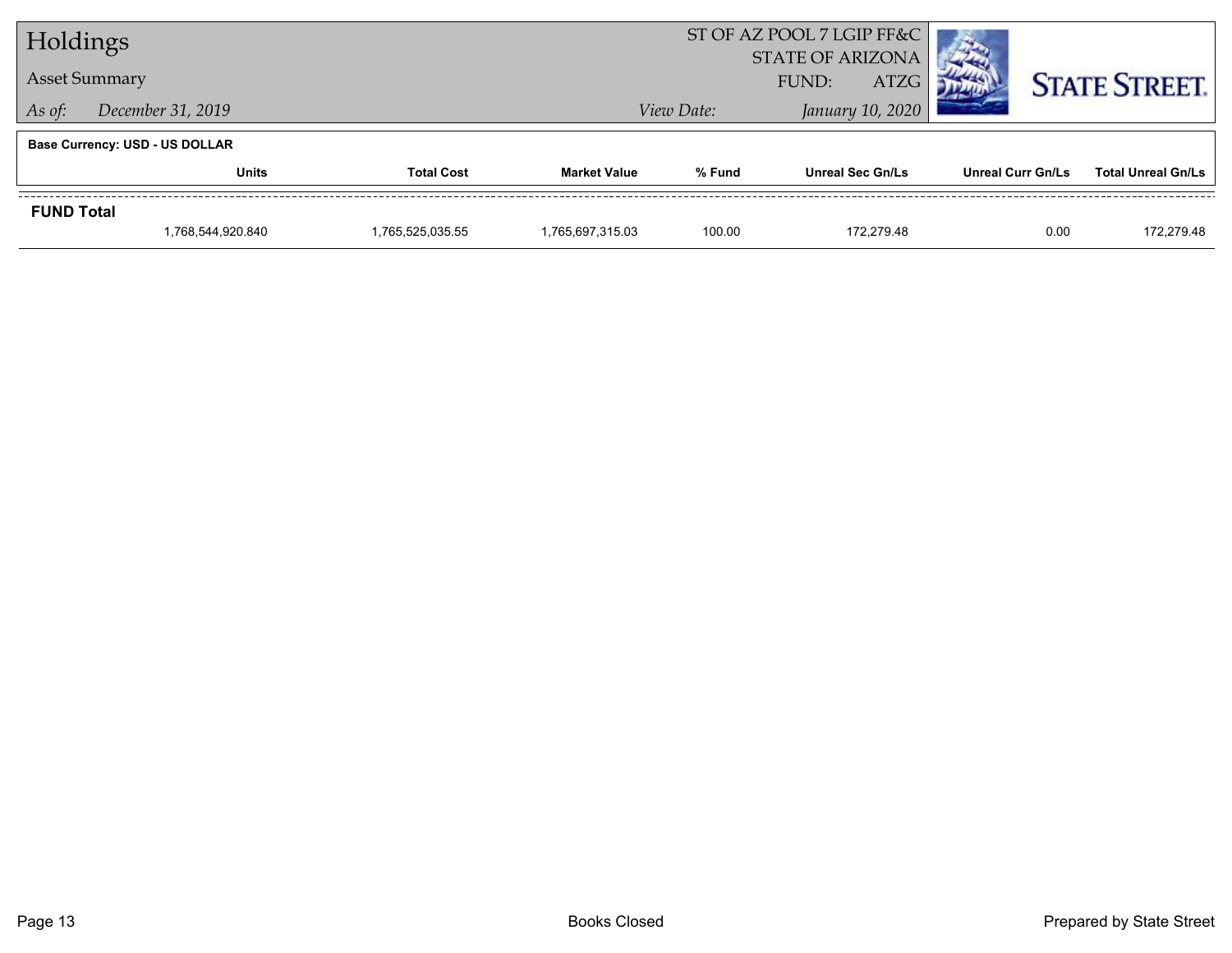# Holdings

## Asset Summary

*As of:* *December 31, 2019*

ST OF AZ POOL 7 LGIP FF&C
STATE OF ARIZONA
FUND: ATZG

*View Date:* *January 10, 2020*

STATE STREET.

**Base Currency: USD - US DOLLAR**

| | Units | Total Cost | Market Value | % Fund | Unreal Sec Gn/Ls | Unreal Curr Gn/Ls | Total Unreal Gn/Ls |
|---|---|---|---|---|---|---|---|
| **FUND Total** | 1,768,544,920.840 | 1,765,525,035.55 | 1,765,697,315.03 | 100.00 | 172,279.48 | 0.00 | 172,279.48 |

Books Closed

Prepared by State Street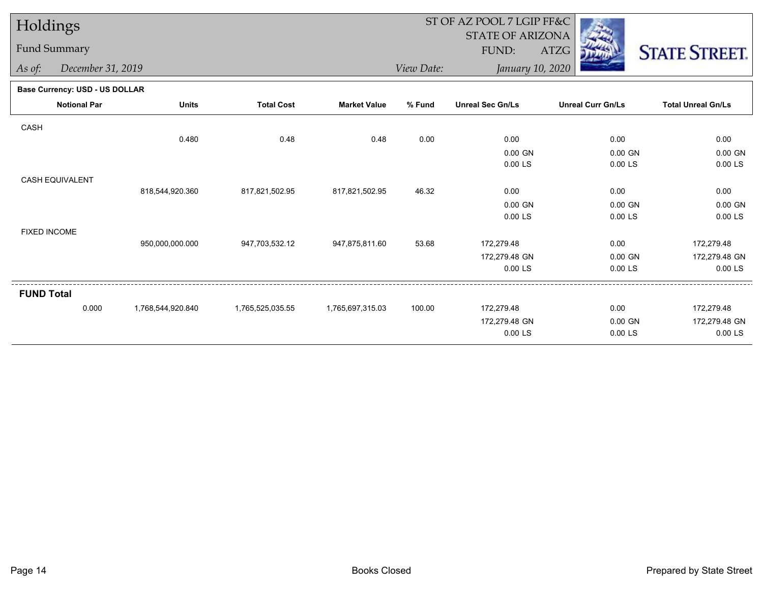# Holdings

Fund Summary

*As of:* *December 31, 2019*

ST OF AZ POOL 7 LGIP FF&C
STATE OF ARIZONA
FUND: ATZG

*View Date:* *January 10, 2020*

STATE STREET.

**Base Currency: USD - US DOLLAR**

| Notional Par | Units | Total Cost | Market Value | % Fund | Unreal Sec Gn/Ls | Unreal Curr Gn/Ls | Total Unreal Gn/Ls |
|---|---|---|---|---|---|---|---|
| CASH | | | | | | | |
| | 0.480 | 0.48 | 0.48 | 0.00 | 0.00 | 0.00 | 0.00 |
| | | | | | 0.00 GN | 0.00 GN | 0.00 GN |
| | | | | | 0.00 LS | 0.00 LS | 0.00 LS |
| CASH EQUIVALENT | | | | | | | |
| | 818,544,920.360 | 817,821,502.95 | 817,821,502.95 | 46.32 | 0.00 | 0.00 | 0.00 |
| | | | | | 0.00 GN | 0.00 GN | 0.00 GN |
| | | | | | 0.00 LS | 0.00 LS | 0.00 LS |
| FIXED INCOME | | | | | | | |
| | 950,000,000.000 | 947,703,532.12 | 947,875,811.60 | 53.68 | 172,279.48 | 0.00 | 172,279.48 |
| | | | | | 172,279.48 GN | 0.00 GN | 172,279.48 GN |
| | | | | | 0.00 LS | 0.00 LS | 0.00 LS |
| **FUND Total** | | | | | | | |
| 0.000 | 1,768,544,920.840 | 1,765,525,035.55 | 1,765,697,315.03 | 100.00 | 172,279.48 | 0.00 | 172,279.48 |
| | | | | | 172,279.48 GN | 0.00 GN | 172,279.48 GN |
| | | | | | 0.00 LS | 0.00 LS | 0.00 LS |

Books Closed

Prepared by State Street